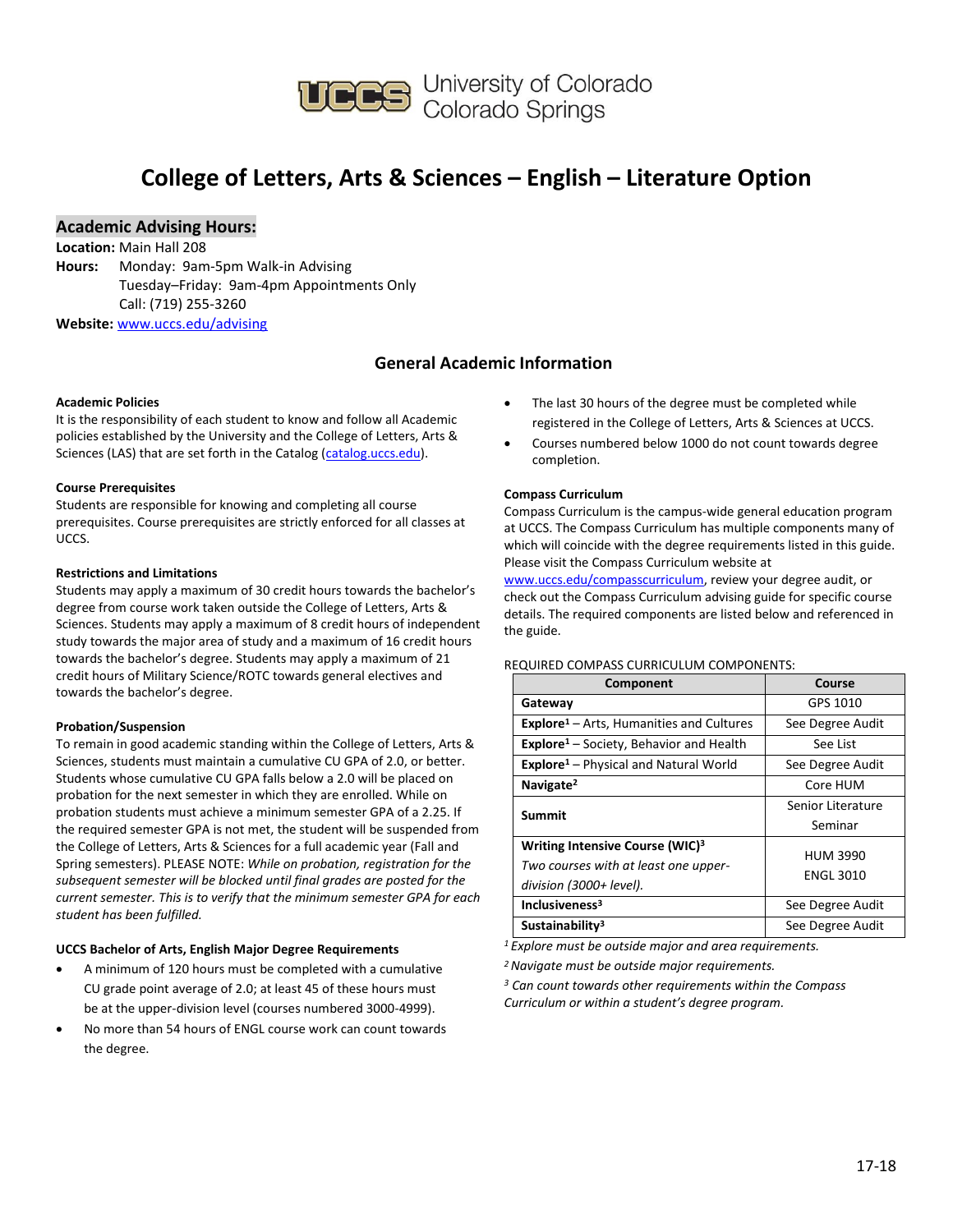University of Colorado Colorado Springs

# College of Letters, Arts & Sciences – English – Literature Option

## Academic Advising Hours:

**Location:** Main Hall 208

**Hours:** Monday: 9am-5pm Walk-in Advising
Tuesday–Friday: 9am-4pm Appointments Only
Call: (719) 255-3260

**Website:** www.uccs.edu/advising

## General Academic Information

**Academic Policies**

It is the responsibility of each student to know and follow all Academic policies established by the University and the College of Letters, Arts & Sciences (LAS) that are set forth in the Catalog (catalog.uccs.edu).

**Course Prerequisites**

Students are responsible for knowing and completing all course prerequisites. Course prerequisites are strictly enforced for all classes at UCCS.

**Restrictions and Limitations**

Students may apply a maximum of 30 credit hours towards the bachelor's degree from course work taken outside the College of Letters, Arts & Sciences. Students may apply a maximum of 8 credit hours of independent study towards the major area of study and a maximum of 16 credit hours towards the bachelor's degree. Students may apply a maximum of 21 credit hours of Military Science/ROTC towards general electives and towards the bachelor's degree.

**Probation/Suspension**

To remain in good academic standing within the College of Letters, Arts & Sciences, students must maintain a cumulative CU GPA of 2.0, or better. Students whose cumulative CU GPA falls below a 2.0 will be placed on probation for the next semester in which they are enrolled. While on probation students must achieve a minimum semester GPA of a 2.25. If the required semester GPA is not met, the student will be suspended from the College of Letters, Arts & Sciences for a full academic year (Fall and Spring semesters). PLEASE NOTE: *While on probation, registration for the subsequent semester will be blocked until final grades are posted for the current semester. This is to verify that the minimum semester GPA for each student has been fulfilled.*

**UCCS Bachelor of Arts, English Major Degree Requirements**

- A minimum of 120 hours must be completed with a cumulative CU grade point average of 2.0; at least 45 of these hours must be at the upper-division level (courses numbered 3000-4999).
- No more than 54 hours of ENGL course work can count towards the degree.
- The last 30 hours of the degree must be completed while registered in the College of Letters, Arts & Sciences at UCCS.
- Courses numbered below 1000 do not count towards degree completion.

**Compass Curriculum**

Compass Curriculum is the campus-wide general education program at UCCS. The Compass Curriculum has multiple components many of which will coincide with the degree requirements listed in this guide. Please visit the Compass Curriculum website at www.uccs.edu/compasscurriculum, review your degree audit, or check out the Compass Curriculum advising guide for specific course details. The required components are listed below and referenced in the guide.

REQUIRED COMPASS CURRICULUM COMPONENTS:

| Component | Course |
|---|---|
| **Gateway** | GPS 1010 |
| **Explore**[1] – Arts, Humanities and Cultures | See Degree Audit |
| **Explore**[1] – Society, Behavior and Health | See List |
| **Explore**[1] – Physical and Natural World | See Degree Audit |
| **Navigate**[2] | Core HUM |
| **Summit** | Senior Literature Seminar |
| **Writing Intensive Course (WIC)**[3] *Two courses with at least one upper-division (3000+ level).* | HUM 3990 ENGL 3010 |
| **Inclusiveness**[3] | See Degree Audit |
| **Sustainability**[3] | See Degree Audit |

[1] *Explore must be outside major and area requirements.*
[2] *Navigate must be outside major requirements.*
[3] *Can count towards other requirements within the Compass Curriculum or within a student's degree program.*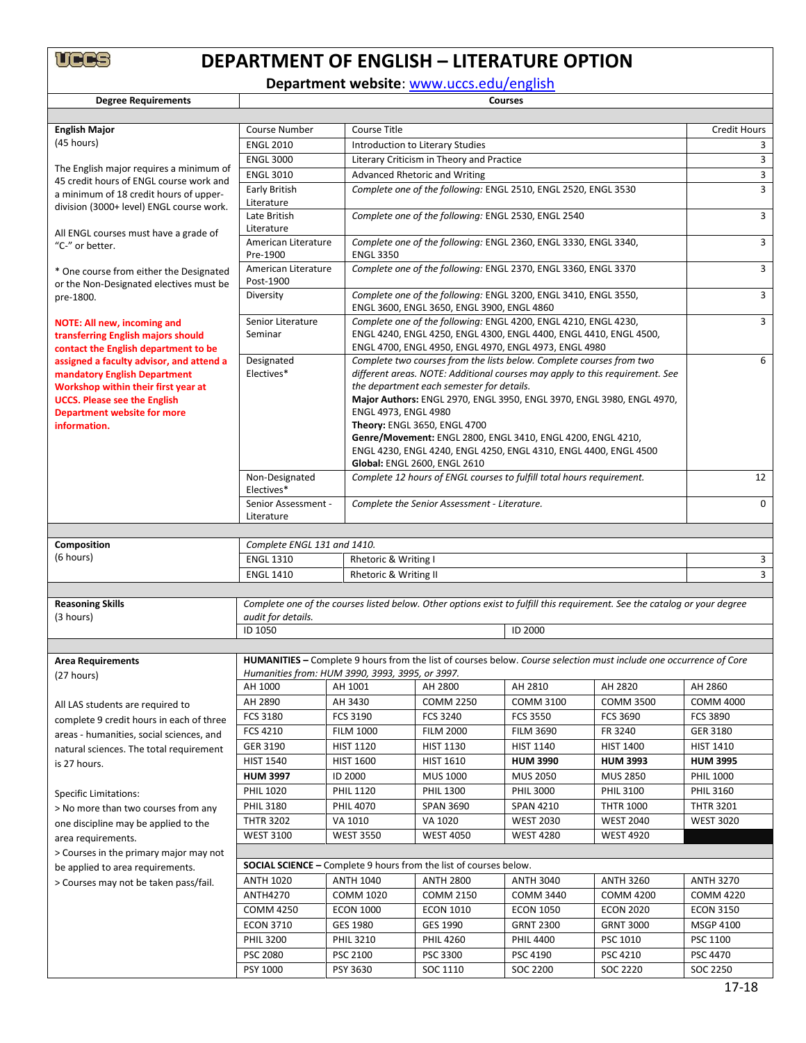# DEPARTMENT OF ENGLISH – LITERATURE OPTION

**Department website**: www.uccs.edu/english

| Degree Requirements | Courses | | |
|---|---|---|---|
| **English Major** (45 hours) | Course Number | Course Title | Credit Hours |
| | ENGL 2010 | Introduction to Literary Studies | 3 |
| The English major requires a minimum of 45 credit hours of ENGL course work and a minimum of 18 credit hours of upper-division (3000+ level) ENGL course work. | ENGL 3000 | Literary Criticism in Theory and Practice | 3 |
| | ENGL 3010 | Advanced Rhetoric and Writing | 3 |
| All ENGL courses must have a grade of "C-" or better. | Early British Literature | *Complete one of the following:* ENGL 2510, ENGL 2520, ENGL 3530 | 3 |
| * One course from either the Designated or the Non-Designated electives must be pre-1800. | Late British Literature | *Complete one of the following:* ENGL 2530, ENGL 2540 | 3 |
| **NOTE: All new, incoming and transferring English majors should contact the English department to be assigned a faculty advisor, and attend a mandatory English Department Workshop within their first year at UCCS. Please see the English Department website for more information.** | American Literature Pre-1900 | *Complete one of the following:* ENGL 2360, ENGL 3330, ENGL 3340, ENGL 3350 | 3 |
| | American Literature Post-1900 | *Complete one of the following:* ENGL 2370, ENGL 3360, ENGL 3370 | 3 |
| | Diversity | *Complete one of the following:* ENGL 3200, ENGL 3410, ENGL 3550, ENGL 3600, ENGL 3650, ENGL 3900, ENGL 4860 | 3 |
| | Senior Literature Seminar | *Complete one of the following:* ENGL 4200, ENGL 4210, ENGL 4230, ENGL 4240, ENGL 4250, ENGL 4300, ENGL 4400, ENGL 4410, ENGL 4500, ENGL 4700, ENGL 4950, ENGL 4970, ENGL 4973, ENGL 4980 | 3 |
| | Designated Electives* | *Complete two courses from the lists below. Complete courses from two different areas. NOTE: Additional courses may apply to this requirement. See the department each semester for details.* **Major Authors:** ENGL 2970, ENGL 3950, ENGL 3970, ENGL 3980, ENGL 4970, ENGL 4973, ENGL 4980 **Theory:** ENGL 3650, ENGL 4700 **Genre/Movement:** ENGL 2800, ENGL 3410, ENGL 4200, ENGL 4210, ENGL 4230, ENGL 4240, ENGL 4250, ENGL 4310, ENGL 4400, ENGL 4500 **Global:** ENGL 2600, ENGL 2610 | 6 |
| | Non-Designated Electives* | *Complete 12 hours of ENGL courses to fulfill total hours requirement.* | 12 |
| | Senior Assessment - Literature | *Complete the Senior Assessment - Literature.* | 0 |

| Degree Requirements | Courses | | |
|---|---|---|---|
| **Composition** (6 hours) | *Complete ENGL 131 and 1410.* | | |
| | ENGL 1310 | Rhetoric & Writing I | 3 |
| | ENGL 1410 | Rhetoric & Writing II | 3 |

| Degree Requirements | Courses | |
|---|---|---|
| **Reasoning Skills** (3 hours) | *Complete one of the courses listed below. Other options exist to fulfill this requirement. See the catalog or your degree audit for details.* | |
| | ID 1050 | ID 2000 |

**Area Requirements** (27 hours)

All LAS students are required to complete 9 credit hours in each of three areas - humanities, social sciences, and natural sciences. The total requirement is 27 hours.

Specific Limitations:
> No more than two courses from any one discipline may be applied to the area requirements.
> Courses in the primary major may not be applied to area requirements.
> Courses may not be taken pass/fail.

**HUMANITIES –** Complete 9 hours from the list of courses below. *Course selection must include one occurrence of Core Humanities from: HUM 3990, 3993, 3995, or 3997.*

| | | | | | |
|---|---|---|---|---|---|
| AH 1000 | AH 1001 | AH 2800 | AH 2810 | AH 2820 | AH 2860 |
| AH 2890 | AH 3430 | COMM 2250 | COMM 3100 | COMM 3500 | COMM 4000 |
| FCS 3180 | FCS 3190 | FCS 3240 | FCS 3550 | FCS 3690 | FCS 3890 |
| FCS 4210 | FILM 1000 | FILM 2000 | FILM 3690 | FR 3240 | GER 3180 |
| GER 3190 | HIST 1120 | HIST 1130 | HIST 1140 | HIST 1400 | HIST 1410 |
| HIST 1540 | HIST 1600 | HIST 1610 | **HUM 3990** | **HUM 3993** | **HUM 3995** |
| **HUM 3997** | ID 2000 | MUS 1000 | MUS 2050 | MUS 2850 | PHIL 1000 |
| PHIL 1020 | PHIL 1120 | PHIL 1300 | PHIL 3000 | PHIL 3100 | PHIL 3160 |
| PHIL 3180 | PHIL 4070 | SPAN 3690 | SPAN 4210 | THTR 1000 | THTR 3201 |
| THTR 3202 | VA 1010 | VA 1020 | WEST 2030 | WEST 2040 | WEST 3020 |
| WEST 3100 | WEST 3550 | WEST 4050 | WEST 4280 | WEST 4920 | |

**SOCIAL SCIENCE –** Complete 9 hours from the list of courses below.

| | | | | | |
|---|---|---|---|---|---|
| ANTH 1020 | ANTH 1040 | ANTH 2800 | ANTH 3040 | ANTH 3260 | ANTH 3270 |
| ANTH4270 | COMM 1020 | COMM 2150 | COMM 3440 | COMM 4200 | COMM 4220 |
| COMM 4250 | ECON 1000 | ECON 1010 | ECON 1050 | ECON 2020 | ECON 3150 |
| ECON 3710 | GES 1980 | GES 1990 | GRNT 2300 | GRNT 3000 | MSGP 4100 |
| PHIL 3200 | PHIL 3210 | PHIL 4260 | PHIL 4400 | PSC 1010 | PSC 1100 |
| PSC 2080 | PSC 2100 | PSC 3300 | PSC 4190 | PSC 4210 | PSC 4470 |
| PSY 1000 | PSY 3630 | SOC 1110 | SOC 2200 | SOC 2220 | SOC 2250 |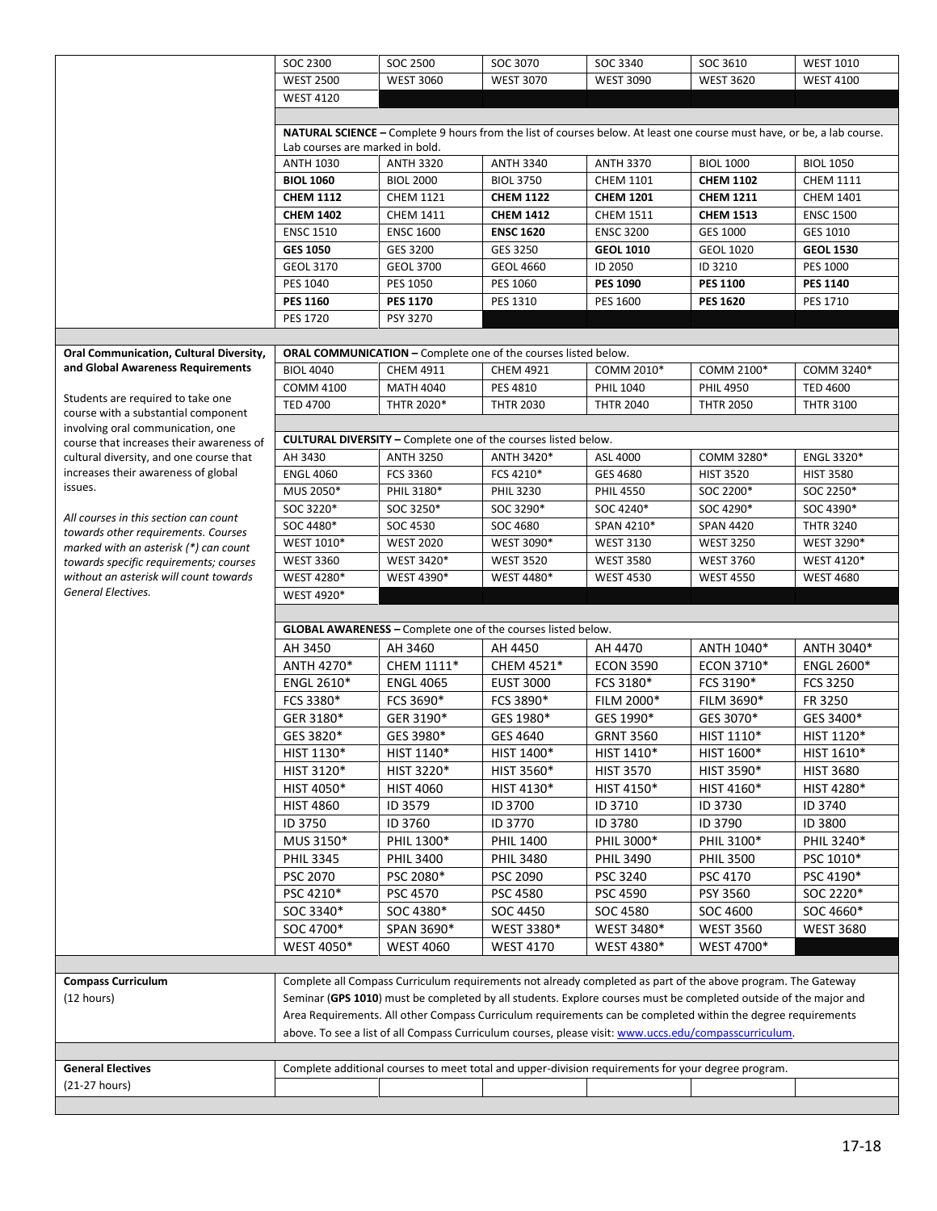| | | | | | | |
|---|---|---|---|---|---|---|
| | SOC 2300 | SOC 2500 | SOC 3070 | SOC 3340 | SOC 3610 | WEST 1010 |
| | WEST 2500 | WEST 3060 | WEST 3070 | WEST 3090 | WEST 3620 | WEST 4100 |
| | WEST 4120 | | | | | |
| | **NATURAL SCIENCE –** Complete 9 hours from the list of courses below. At least one course must have, or be, a lab course. Lab courses are marked in bold. | | | | | |
| | ANTH 1030 | ANTH 3320 | ANTH 3340 | ANTH 3370 | BIOL 1000 | BIOL 1050 |
| | **BIOL 1060** | BIOL 2000 | BIOL 3750 | CHEM 1101 | **CHEM 1102** | CHEM 1111 |
| | **CHEM 1112** | CHEM 1121 | **CHEM 1122** | **CHEM 1201** | **CHEM 1211** | CHEM 1401 |
| | **CHEM 1402** | CHEM 1411 | **CHEM 1412** | CHEM 1511 | **CHEM 1513** | ENSC 1500 |
| | ENSC 1510 | ENSC 1600 | **ENSC 1620** | ENSC 3200 | GES 1000 | GES 1010 |
| | **GES 1050** | GES 3200 | GES 3250 | **GEOL 1010** | GEOL 1020 | **GEOL 1530** |
| | GEOL 3170 | GEOL 3700 | GEOL 4660 | ID 2050 | ID 3210 | PES 1000 |
| | PES 1040 | PES 1050 | PES 1060 | **PES 1090** | **PES 1100** | **PES 1140** |
| | **PES 1160** | **PES 1170** | PES 1310 | PES 1600 | **PES 1620** | PES 1710 |
| | PES 1720 | PSY 3270 | | | | |

| Oral Communication, Cultural Diversity, and Global Awareness Requirements | | | | | | |
|---|---|---|---|---|---|---|
| Students are required to take one course with a substantial component involving oral communication, one course that increases their awareness of cultural diversity, and one course that increases their awareness of global issues. *All courses in this section can count towards other requirements. Courses marked with an asterisk (*) can count towards specific requirements; courses without an asterisk will count towards General Electives.* | **ORAL COMMUNICATION –** Complete one of the courses listed below. | | | | | |
| | BIOL 4040 | CHEM 4911 | CHEM 4921 | COMM 2010* | COMM 2100* | COMM 3240* |
| | COMM 4100 | MATH 4040 | PES 4810 | PHIL 1040 | PHIL 4950 | TED 4600 |
| | TED 4700 | THTR 2020* | THTR 2030 | THTR 2040 | THTR 2050 | THTR 3100 |
| | **CULTURAL DIVERSITY –** Complete one of the courses listed below. | | | | | |
| | AH 3430 | ANTH 3250 | ANTH 3420* | ASL 4000 | COMM 3280* | ENGL 3320* |
| | ENGL 4060 | FCS 3360 | FCS 4210* | GES 4680 | HIST 3520 | HIST 3580 |
| | MUS 2050* | PHIL 3180* | PHIL 3230 | PHIL 4550 | SOC 2200* | SOC 2250* |
| | SOC 3220* | SOC 3250* | SOC 3290* | SOC 4240* | SOC 4290* | SOC 4390* |
| | SOC 4480* | SOC 4530 | SOC 4680 | SPAN 4210* | SPAN 4420 | THTR 3240 |
| | WEST 1010* | WEST 2020 | WEST 3090* | WEST 3130 | WEST 3250 | WEST 3290* |
| | WEST 3360 | WEST 3420* | WEST 3520 | WEST 3580 | WEST 3760 | WEST 4120* |
| | WEST 4280* | WEST 4390* | WEST 4480* | WEST 4530 | WEST 4550 | WEST 4680 |
| | WEST 4920* | | | | | |
| | **GLOBAL AWARENESS –** Complete one of the courses listed below. | | | | | |
| | AH 3450 | AH 3460 | AH 4450 | AH 4470 | ANTH 1040* | ANTH 3040* |
| | ANTH 4270* | CHEM 1111* | CHEM 4521* | ECON 3590 | ECON 3710* | ENGL 2600* |
| | ENGL 2610* | ENGL 4065 | EUST 3000 | FCS 3180* | FCS 3190* | FCS 3250 |
| | FCS 3380* | FCS 3690* | FCS 3890* | FILM 2000* | FILM 3690* | FR 3250 |
| | GER 3180* | GER 3190* | GES 1980* | GES 1990* | GES 3070* | GES 3400* |
| | GES 3820* | GES 3980* | GES 4640 | GRNT 3560 | HIST 1110* | HIST 1120* |
| | HIST 1130* | HIST 1140* | HIST 1400* | HIST 1410* | HIST 1600* | HIST 1610* |
| | HIST 3120* | HIST 3220* | HIST 3560* | HIST 3570 | HIST 3590* | HIST 3680 |
| | HIST 4050* | HIST 4060 | HIST 4130* | HIST 4150* | HIST 4160* | HIST 4280* |
| | HIST 4860 | ID 3579 | ID 3700 | ID 3710 | ID 3730 | ID 3740 |
| | ID 3750 | ID 3760 | ID 3770 | ID 3780 | ID 3790 | ID 3800 |
| | MUS 3150* | PHIL 1300* | PHIL 1400 | PHIL 3000* | PHIL 3100* | PHIL 3240* |
| | PHIL 3345 | PHIL 3400 | PHIL 3480 | PHIL 3490 | PHIL 3500 | PSC 1010* |
| | PSC 2070 | PSC 2080* | PSC 2090 | PSC 3240 | PSC 4170 | PSC 4190* |
| | PSC 4210* | PSC 4570 | PSC 4580 | PSC 4590 | PSY 3560 | SOC 2220* |
| | SOC 3340* | SOC 4380* | SOC 4450 | SOC 4580 | SOC 4600 | SOC 4660* |
| | SOC 4700* | SPAN 3690* | WEST 3380* | WEST 3480* | WEST 3560 | WEST 3680 |
| | WEST 4050* | WEST 4060 | WEST 4170 | WEST 4380* | WEST 4700* | |

| | |
|---|---|
| **Compass Curriculum** (12 hours) | Complete all Compass Curriculum requirements not already completed as part of the above program. The Gateway Seminar (**GPS 1010**) must be completed by all students. Explore courses must be completed outside of the major and Area Requirements. All other Compass Curriculum requirements can be completed within the degree requirements above. To see a list of all Compass Curriculum courses, please visit: [www.uccs.edu/compasscurriculum](www.uccs.edu/compasscurriculum). |
| **General Electives** (21-27 hours) | Complete additional courses to meet total and upper-division requirements for your degree program. |

17-18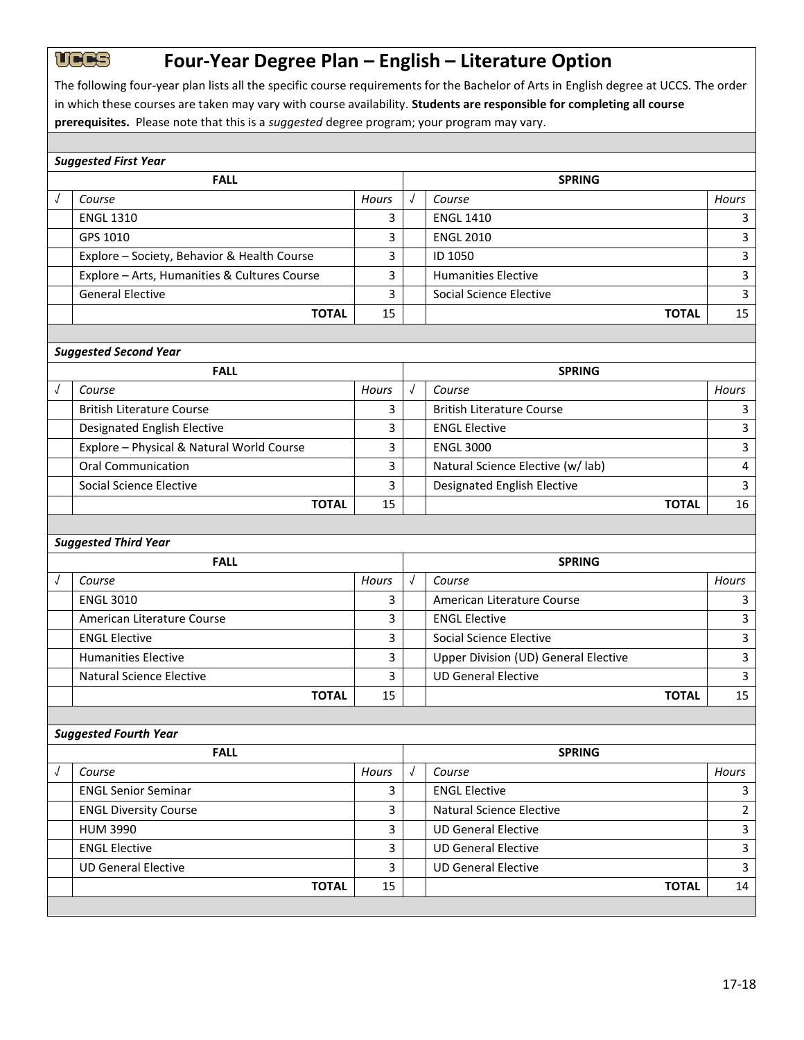# Four-Year Degree Plan – English – Literature Option

The following four-year plan lists all the specific course requirements for the Bachelor of Arts in English degree at UCCS. The order in which these courses are taken may vary with course availability. **Students are responsible for completing all course prerequisites.** Please note that this is a *suggested* degree program; your program may vary.

***Suggested First Year***

| FALL | | | SPRING | | |
|---|---|---|---|---|---|
| √ | *Course* | *Hours* | √ | *Course* | *Hours* |
| | ENGL 1310 | 3 | | ENGL 1410 | 3 |
| | GPS 1010 | 3 | | ENGL 2010 | 3 |
| | Explore – Society, Behavior & Health Course | 3 | | ID 1050 | 3 |
| | Explore – Arts, Humanities & Cultures Course | 3 | | Humanities Elective | 3 |
| | General Elective | 3 | | Social Science Elective | 3 |
| | **TOTAL** | 15 | | **TOTAL** | 15 |

***Suggested Second Year***

| FALL | | | SPRING | | |
|---|---|---|---|---|---|
| √ | *Course* | *Hours* | √ | *Course* | *Hours* |
| | British Literature Course | 3 | | British Literature Course | 3 |
| | Designated English Elective | 3 | | ENGL Elective | 3 |
| | Explore – Physical & Natural World Course | 3 | | ENGL 3000 | 3 |
| | Oral Communication | 3 | | Natural Science Elective (w/ lab) | 4 |
| | Social Science Elective | 3 | | Designated English Elective | 3 |
| | **TOTAL** | 15 | | **TOTAL** | 16 |

***Suggested Third Year***

| FALL | | | SPRING | | |
|---|---|---|---|---|---|
| √ | *Course* | *Hours* | √ | *Course* | *Hours* |
| | ENGL 3010 | 3 | | American Literature Course | 3 |
| | American Literature Course | 3 | | ENGL Elective | 3 |
| | ENGL Elective | 3 | | Social Science Elective | 3 |
| | Humanities Elective | 3 | | Upper Division (UD) General Elective | 3 |
| | Natural Science Elective | 3 | | UD General Elective | 3 |
| | **TOTAL** | 15 | | **TOTAL** | 15 |

***Suggested Fourth Year***

| FALL | | | SPRING | | |
|---|---|---|---|---|---|
| √ | *Course* | *Hours* | √ | *Course* | *Hours* |
| | ENGL Senior Seminar | 3 | | ENGL Elective | 3 |
| | ENGL Diversity Course | 3 | | Natural Science Elective | 2 |
| | HUM 3990 | 3 | | UD General Elective | 3 |
| | ENGL Elective | 3 | | UD General Elective | 3 |
| | UD General Elective | 3 | | UD General Elective | 3 |
| | **TOTAL** | 15 | | **TOTAL** | 14 |